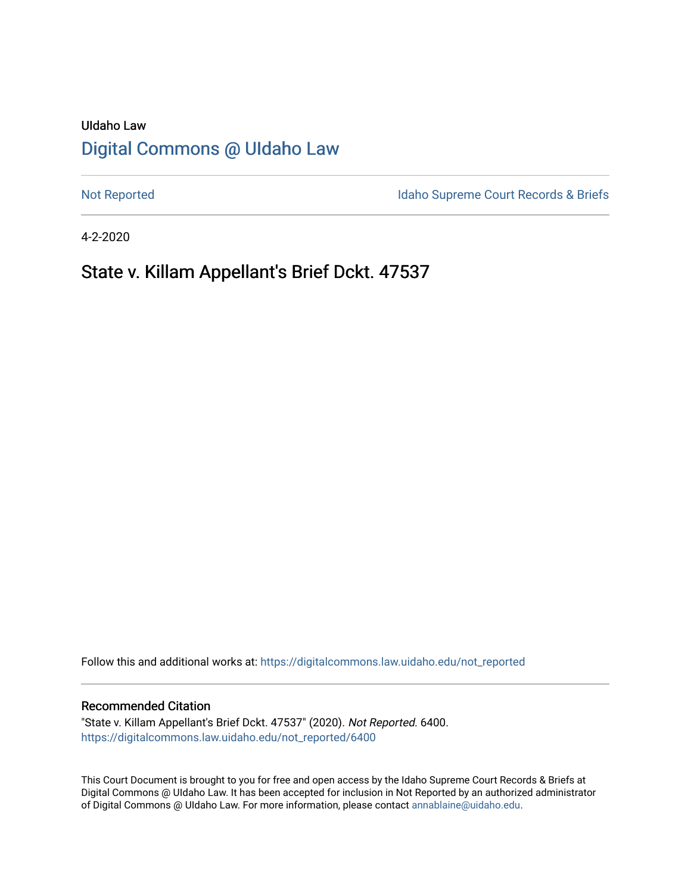UIdaho Law

# Digital Commons @ UIdaho Law

Not Reported

Idaho Supreme Court Records & Briefs

4-2-2020

## State v. Killam Appellant's Brief Dckt. 47537

Follow this and additional works at: https://digitalcommons.law.uidaho.edu/not_reported

### Recommended Citation

"State v. Killam Appellant's Brief Dckt. 47537" (2020). *Not Reported*. 6400.
https://digitalcommons.law.uidaho.edu/not_reported/6400

This Court Document is brought to you for free and open access by the Idaho Supreme Court Records & Briefs at Digital Commons @ UIdaho Law. It has been accepted for inclusion in Not Reported by an authorized administrator of Digital Commons @ UIdaho Law. For more information, please contact annablaine@uidaho.edu.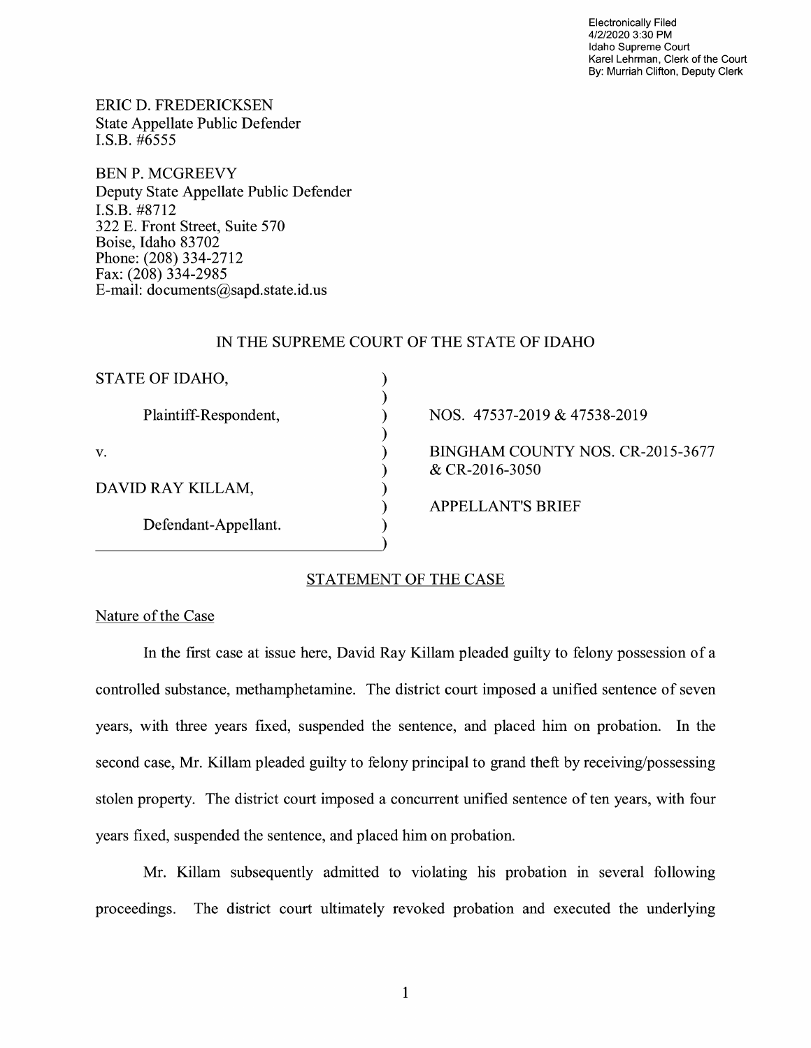Electronically Filed
4/2/2020 3:30 PM
Idaho Supreme Court
Karel Lehrman, Clerk of the Court
By: Murriah Clifton, Deputy Clerk

ERIC D. FREDERICKSEN
State Appellate Public Defender
I.S.B. #6555

BEN P. MCGREEVY
Deputy State Appellate Public Defender
I.S.B. #8712
322 E. Front Street, Suite 570
Boise, Idaho 83702
Phone: (208) 334-2712
Fax: (208) 334-2985
E-mail: documents@sapd.state.id.us

IN THE SUPREME COURT OF THE STATE OF IDAHO

| | |
|---|---|
| STATE OF IDAHO, | |
| Plaintiff-Respondent, | NOS. 47537-2019 & 47538-2019 |
| v. | BINGHAM COUNTY NOS. CR-2015-3677 & CR-2016-3050 |
| DAVID RAY KILLAM, | APPELLANT'S BRIEF |
| Defendant-Appellant. | |

## STATEMENT OF THE CASE

### Nature of the Case

In the first case at issue here, David Ray Killam pleaded guilty to felony possession of a controlled substance, methamphetamine. The district court imposed a unified sentence of seven years, with three years fixed, suspended the sentence, and placed him on probation. In the second case, Mr. Killam pleaded guilty to felony principal to grand theft by receiving/possessing stolen property. The district court imposed a concurrent unified sentence of ten years, with four years fixed, suspended the sentence, and placed him on probation.

Mr. Killam subsequently admitted to violating his probation in several following proceedings. The district court ultimately revoked probation and executed the underlying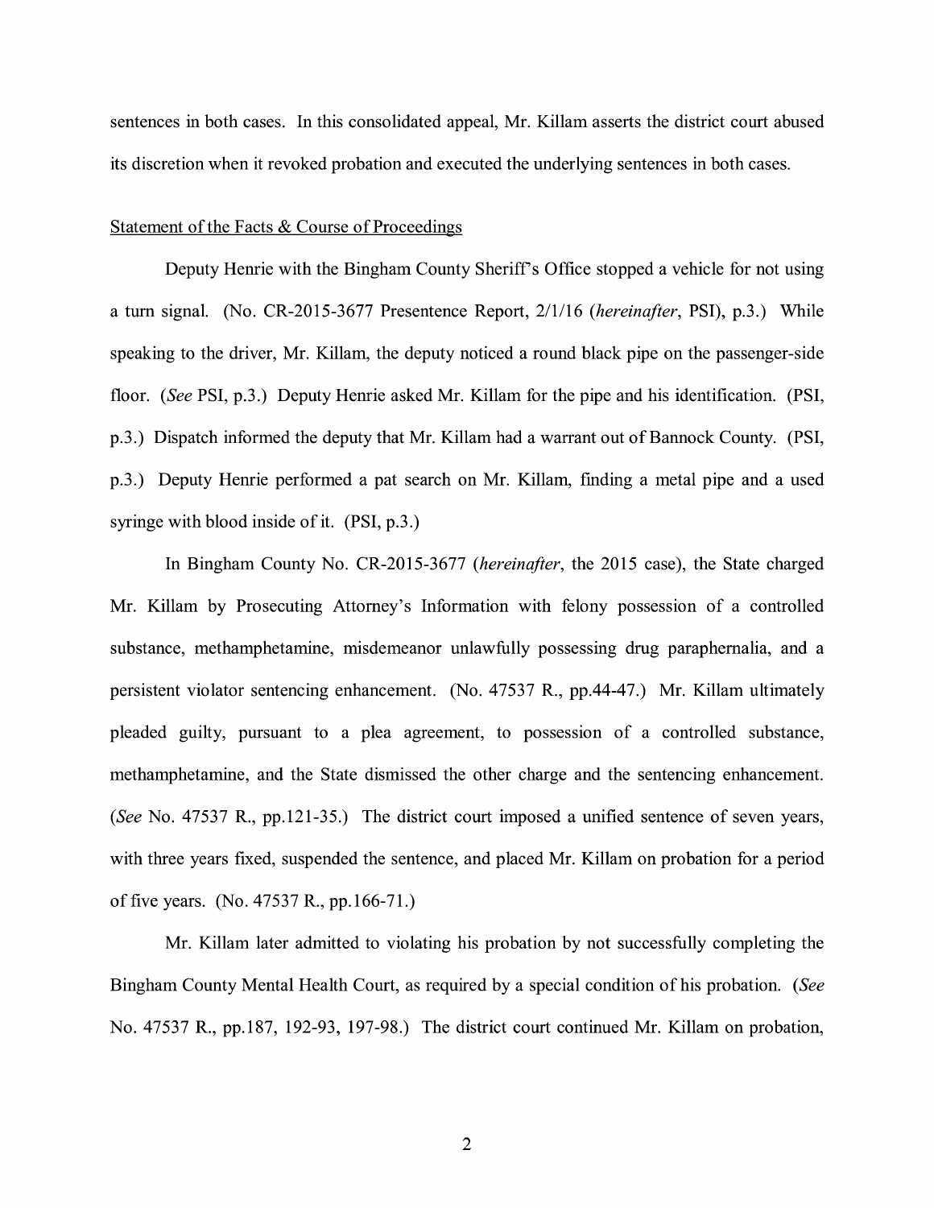sentences in both cases. In this consolidated appeal, Mr. Killam asserts the district court abused its discretion when it revoked probation and executed the underlying sentences in both cases.

Statement of the Facts & Course of Proceedings

Deputy Henrie with the Bingham County Sheriff's Office stopped a vehicle for not using a turn signal. (No. CR-2015-3677 Presentence Report, 2/1/16 (*hereinafter*, PSI), p.3.) While speaking to the driver, Mr. Killam, the deputy noticed a round black pipe on the passenger-side floor. (*See* PSI, p.3.) Deputy Henrie asked Mr. Killam for the pipe and his identification. (PSI, p.3.) Dispatch informed the deputy that Mr. Killam had a warrant out of Bannock County. (PSI, p.3.) Deputy Henrie performed a pat search on Mr. Killam, finding a metal pipe and a used syringe with blood inside of it. (PSI, p.3.)

In Bingham County No. CR-2015-3677 (*hereinafter*, the 2015 case), the State charged Mr. Killam by Prosecuting Attorney's Information with felony possession of a controlled substance, methamphetamine, misdemeanor unlawfully possessing drug paraphernalia, and a persistent violator sentencing enhancement. (No. 47537 R., pp.44-47.) Mr. Killam ultimately pleaded guilty, pursuant to a plea agreement, to possession of a controlled substance, methamphetamine, and the State dismissed the other charge and the sentencing enhancement. (*See* No. 47537 R., pp.121-35.) The district court imposed a unified sentence of seven years, with three years fixed, suspended the sentence, and placed Mr. Killam on probation for a period of five years. (No. 47537 R., pp.166-71.)

Mr. Killam later admitted to violating his probation by not successfully completing the Bingham County Mental Health Court, as required by a special condition of his probation. (*See* No. 47537 R., pp.187, 192-93, 197-98.) The district court continued Mr. Killam on probation,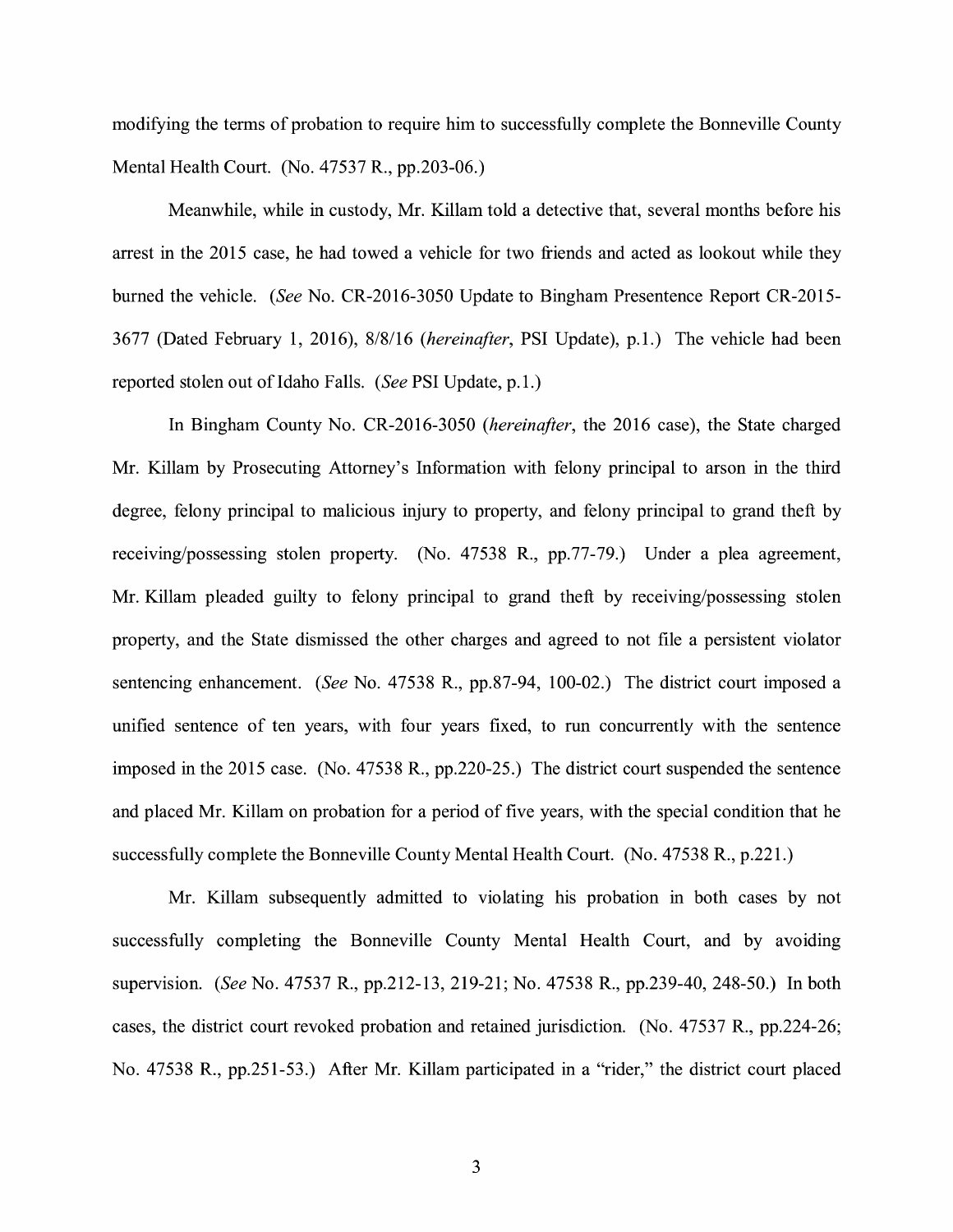modifying the terms of probation to require him to successfully complete the Bonneville County Mental Health Court. (No. 47537 R., pp.203-06.)

Meanwhile, while in custody, Mr. Killam told a detective that, several months before his arrest in the 2015 case, he had towed a vehicle for two friends and acted as lookout while they burned the vehicle. (*See* No. CR-2016-3050 Update to Bingham Presentence Report CR-2015-3677 (Dated February 1, 2016), 8/8/16 (*hereinafter*, PSI Update), p.1.) The vehicle had been reported stolen out of Idaho Falls. (*See* PSI Update, p.1.)

In Bingham County No. CR-2016-3050 (*hereinafter*, the 2016 case), the State charged Mr. Killam by Prosecuting Attorney's Information with felony principal to arson in the third degree, felony principal to malicious injury to property, and felony principal to grand theft by receiving/possessing stolen property. (No. 47538 R., pp.77-79.) Under a plea agreement, Mr. Killam pleaded guilty to felony principal to grand theft by receiving/possessing stolen property, and the State dismissed the other charges and agreed to not file a persistent violator sentencing enhancement. (*See* No. 47538 R., pp.87-94, 100-02.) The district court imposed a unified sentence of ten years, with four years fixed, to run concurrently with the sentence imposed in the 2015 case. (No. 47538 R., pp.220-25.) The district court suspended the sentence and placed Mr. Killam on probation for a period of five years, with the special condition that he successfully complete the Bonneville County Mental Health Court. (No. 47538 R., p.221.)

Mr. Killam subsequently admitted to violating his probation in both cases by not successfully completing the Bonneville County Mental Health Court, and by avoiding supervision. (*See* No. 47537 R., pp.212-13, 219-21; No. 47538 R., pp.239-40, 248-50.) In both cases, the district court revoked probation and retained jurisdiction. (No. 47537 R., pp.224-26; No. 47538 R., pp.251-53.) After Mr. Killam participated in a "rider," the district court placed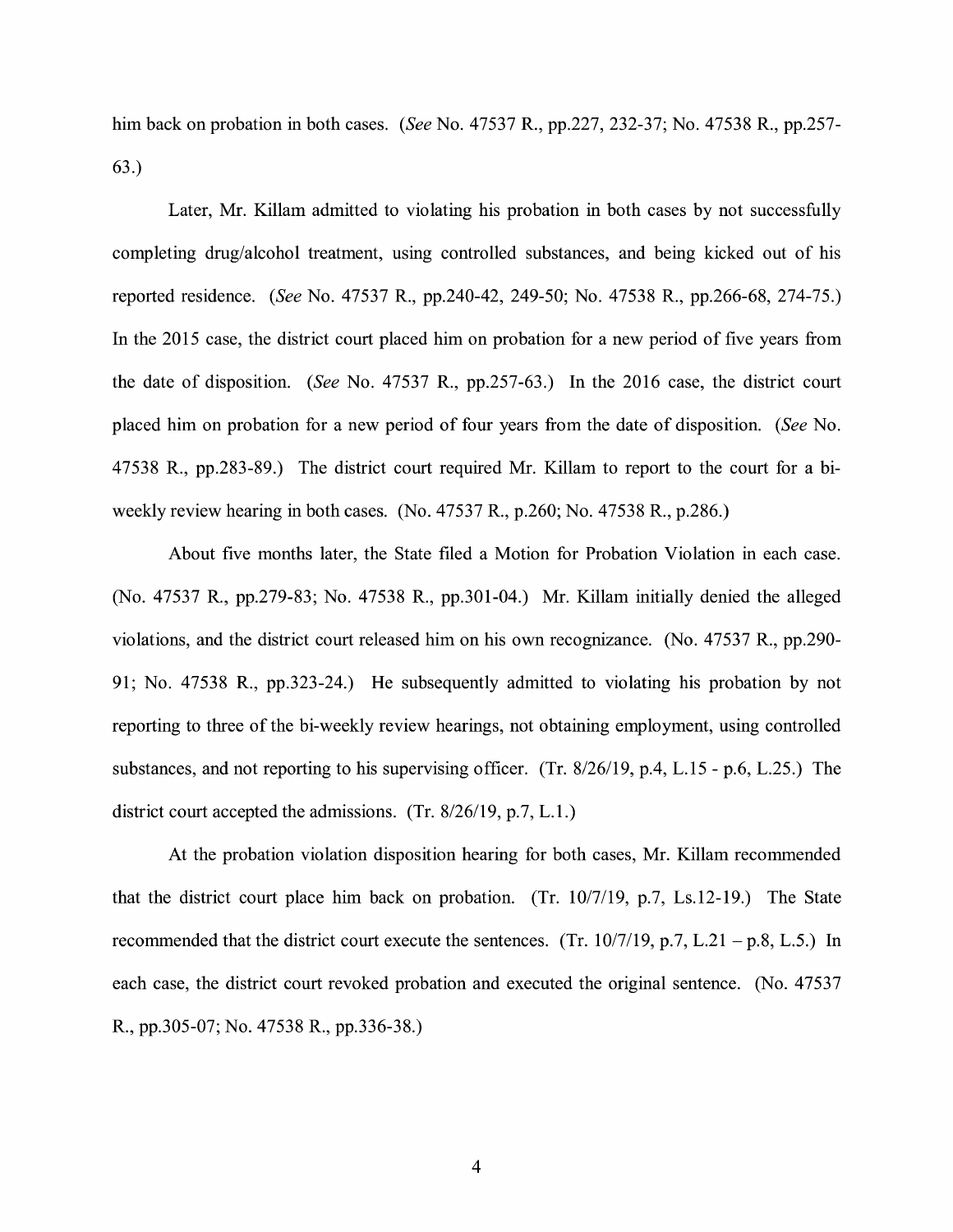him back on probation in both cases. (*See* No. 47537 R., pp.227, 232-37; No. 47538 R., pp.257-63.)

Later, Mr. Killam admitted to violating his probation in both cases by not successfully completing drug/alcohol treatment, using controlled substances, and being kicked out of his reported residence. (*See* No. 47537 R., pp.240-42, 249-50; No. 47538 R., pp.266-68, 274-75.) In the 2015 case, the district court placed him on probation for a new period of five years from the date of disposition. (*See* No. 47537 R., pp.257-63.) In the 2016 case, the district court placed him on probation for a new period of four years from the date of disposition. (*See* No. 47538 R., pp.283-89.) The district court required Mr. Killam to report to the court for a bi-weekly review hearing in both cases. (No. 47537 R., p.260; No. 47538 R., p.286.)

About five months later, the State filed a Motion for Probation Violation in each case. (No. 47537 R., pp.279-83; No. 47538 R., pp.301-04.) Mr. Killam initially denied the alleged violations, and the district court released him on his own recognizance. (No. 47537 R., pp.290-91; No. 47538 R., pp.323-24.) He subsequently admitted to violating his probation by not reporting to three of the bi-weekly review hearings, not obtaining employment, using controlled substances, and not reporting to his supervising officer. (Tr. 8/26/19, p.4, L.15 - p.6, L.25.) The district court accepted the admissions. (Tr. 8/26/19, p.7, L.1.)

At the probation violation disposition hearing for both cases, Mr. Killam recommended that the district court place him back on probation. (Tr. 10/7/19, p.7, Ls.12-19.) The State recommended that the district court execute the sentences. (Tr. 10/7/19, p.7, L.21 – p.8, L.5.) In each case, the district court revoked probation and executed the original sentence. (No. 47537 R., pp.305-07; No. 47538 R., pp.336-38.)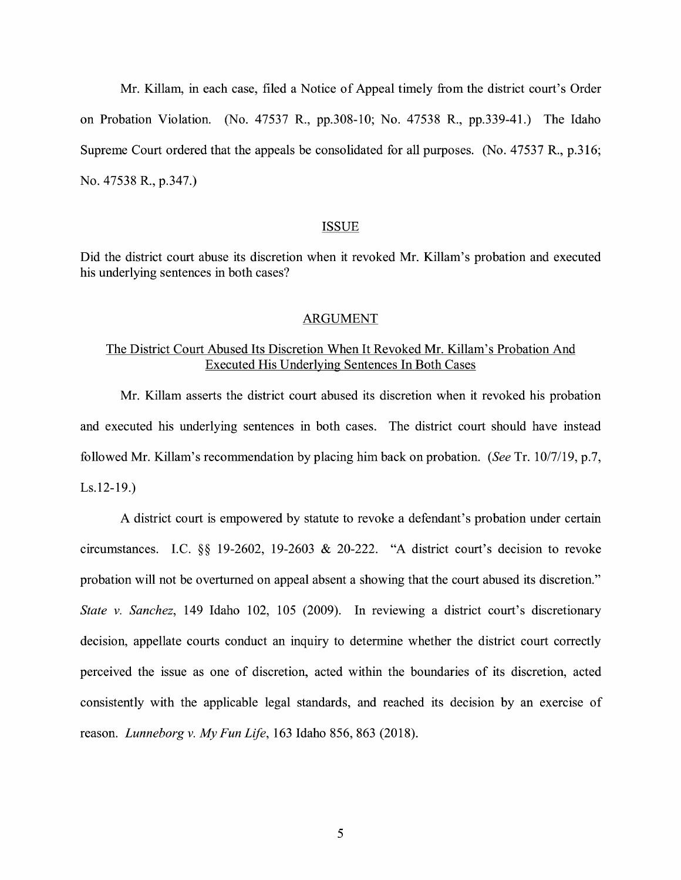Mr. Killam, in each case, filed a Notice of Appeal timely from the district court's Order on Probation Violation. (No. 47537 R., pp.308-10; No. 47538 R., pp.339-41.) The Idaho Supreme Court ordered that the appeals be consolidated for all purposes. (No. 47537 R., p.316; No. 47538 R., p.347.)

## ISSUE

Did the district court abuse its discretion when it revoked Mr. Killam's probation and executed his underlying sentences in both cases?

## ARGUMENT

### The District Court Abused Its Discretion When It Revoked Mr. Killam's Probation And Executed His Underlying Sentences In Both Cases

Mr. Killam asserts the district court abused its discretion when it revoked his probation and executed his underlying sentences in both cases. The district court should have instead followed Mr. Killam's recommendation by placing him back on probation. (*See* Tr. 10/7/19, p.7, Ls.12-19.)

A district court is empowered by statute to revoke a defendant's probation under certain circumstances. I.C. §§ 19-2602, 19-2603 & 20-222. "A district court's decision to revoke probation will not be overturned on appeal absent a showing that the court abused its discretion." *State v. Sanchez*, 149 Idaho 102, 105 (2009). In reviewing a district court's discretionary decision, appellate courts conduct an inquiry to determine whether the district court correctly perceived the issue as one of discretion, acted within the boundaries of its discretion, acted consistently with the applicable legal standards, and reached its decision by an exercise of reason. *Lunneborg v. My Fun Life*, 163 Idaho 856, 863 (2018).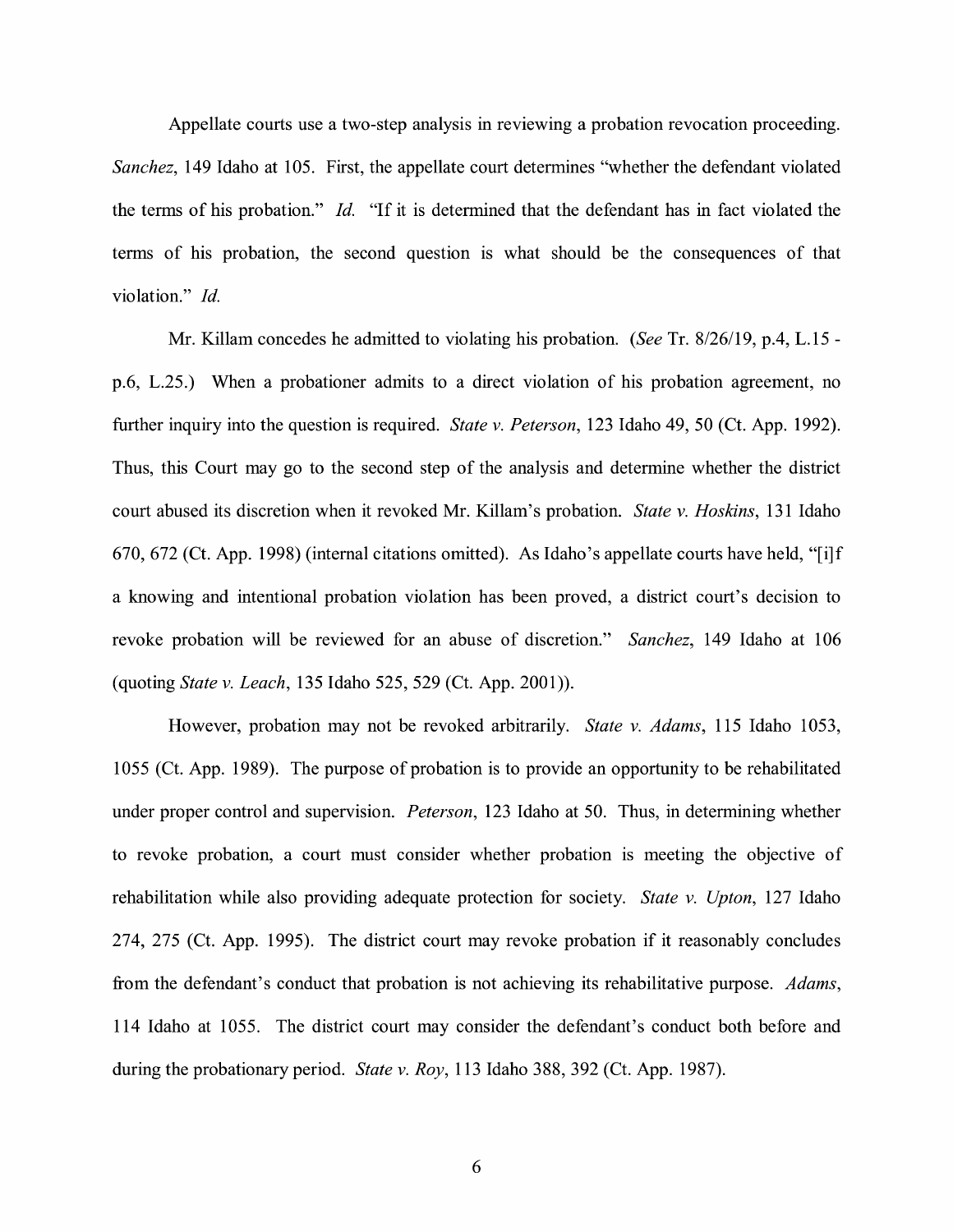Appellate courts use a two-step analysis in reviewing a probation revocation proceeding. *Sanchez*, 149 Idaho at 105. First, the appellate court determines "whether the defendant violated the terms of his probation." *Id.* "If it is determined that the defendant has in fact violated the terms of his probation, the second question is what should be the consequences of that violation." *Id.*

Mr. Killam concedes he admitted to violating his probation. (*See* Tr. 8/26/19, p.4, L.15 - p.6, L.25.) When a probationer admits to a direct violation of his probation agreement, no further inquiry into the question is required. *State v. Peterson*, 123 Idaho 49, 50 (Ct. App. 1992). Thus, this Court may go to the second step of the analysis and determine whether the district court abused its discretion when it revoked Mr. Killam's probation. *State v. Hoskins*, 131 Idaho 670, 672 (Ct. App. 1998) (internal citations omitted). As Idaho's appellate courts have held, "[i]f a knowing and intentional probation violation has been proved, a district court's decision to revoke probation will be reviewed for an abuse of discretion." *Sanchez*, 149 Idaho at 106 (quoting *State v. Leach*, 135 Idaho 525, 529 (Ct. App. 2001)).

However, probation may not be revoked arbitrarily. *State v. Adams*, 115 Idaho 1053, 1055 (Ct. App. 1989). The purpose of probation is to provide an opportunity to be rehabilitated under proper control and supervision. *Peterson*, 123 Idaho at 50. Thus, in determining whether to revoke probation, a court must consider whether probation is meeting the objective of rehabilitation while also providing adequate protection for society. *State v. Upton*, 127 Idaho 274, 275 (Ct. App. 1995). The district court may revoke probation if it reasonably concludes from the defendant's conduct that probation is not achieving its rehabilitative purpose. *Adams*, 114 Idaho at 1055. The district court may consider the defendant's conduct both before and during the probationary period. *State v. Roy*, 113 Idaho 388, 392 (Ct. App. 1987).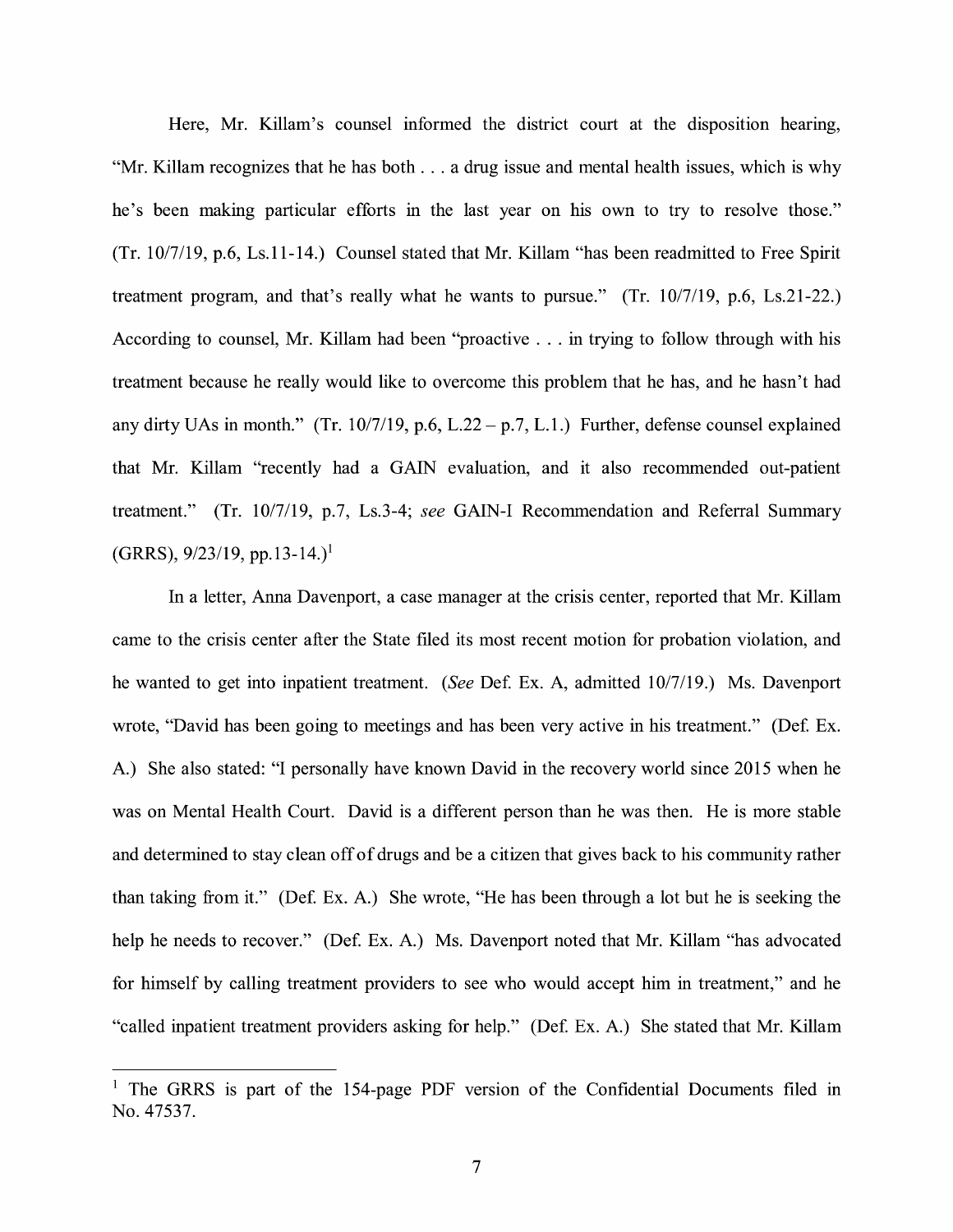Here, Mr. Killam's counsel informed the district court at the disposition hearing, "Mr. Killam recognizes that he has both . . . a drug issue and mental health issues, which is why he's been making particular efforts in the last year on his own to try to resolve those." (Tr. 10/7/19, p.6, Ls.11-14.) Counsel stated that Mr. Killam "has been readmitted to Free Spirit treatment program, and that's really what he wants to pursue." (Tr. 10/7/19, p.6, Ls.21-22.) According to counsel, Mr. Killam had been "proactive . . . in trying to follow through with his treatment because he really would like to overcome this problem that he has, and he hasn't had any dirty UAs in month." (Tr. 10/7/19, p.6, L.22 – p.7, L.1.) Further, defense counsel explained that Mr. Killam "recently had a GAIN evaluation, and it also recommended out-patient treatment." (Tr. 10/7/19, p.7, Ls.3-4; *see* GAIN-I Recommendation and Referral Summary (GRRS), 9/23/19, pp.13-14.)[1]

In a letter, Anna Davenport, a case manager at the crisis center, reported that Mr. Killam came to the crisis center after the State filed its most recent motion for probation violation, and he wanted to get into inpatient treatment. (*See* Def. Ex. A, admitted 10/7/19.) Ms. Davenport wrote, "David has been going to meetings and has been very active in his treatment." (Def. Ex. A.) She also stated: "I personally have known David in the recovery world since 2015 when he was on Mental Health Court. David is a different person than he was then. He is more stable and determined to stay clean off of drugs and be a citizen that gives back to his community rather than taking from it." (Def. Ex. A.) She wrote, "He has been through a lot but he is seeking the help he needs to recover." (Def. Ex. A.) Ms. Davenport noted that Mr. Killam "has advocated for himself by calling treatment providers to see who would accept him in treatment," and he "called inpatient treatment providers asking for help." (Def. Ex. A.) She stated that Mr. Killam

---

[1] The GRRS is part of the 154-page PDF version of the Confidential Documents filed in No. 47537.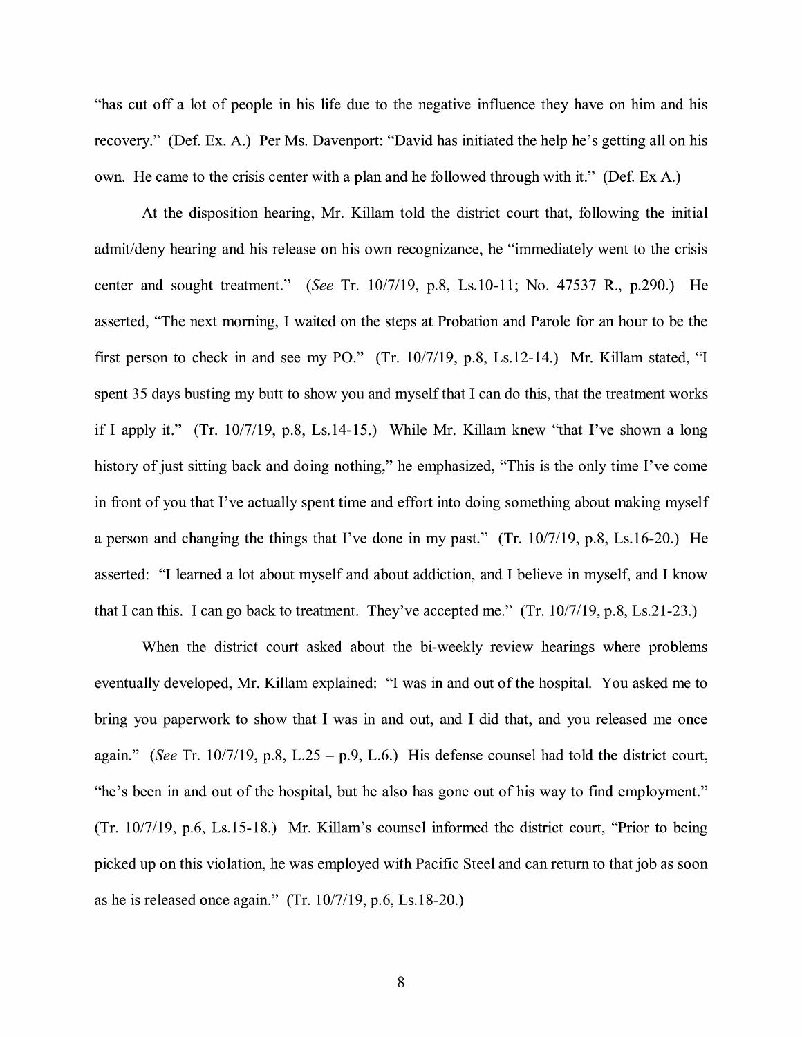"has cut off a lot of people in his life due to the negative influence they have on him and his recovery." (Def. Ex. A.) Per Ms. Davenport: "David has initiated the help he's getting all on his own. He came to the crisis center with a plan and he followed through with it." (Def. Ex A.)

At the disposition hearing, Mr. Killam told the district court that, following the initial admit/deny hearing and his release on his own recognizance, he "immediately went to the crisis center and sought treatment." (*See* Tr. 10/7/19, p.8, Ls.10-11; No. 47537 R., p.290.) He asserted, "The next morning, I waited on the steps at Probation and Parole for an hour to be the first person to check in and see my PO." (Tr. 10/7/19, p.8, Ls.12-14.) Mr. Killam stated, "I spent 35 days busting my butt to show you and myself that I can do this, that the treatment works if I apply it." (Tr. 10/7/19, p.8, Ls.14-15.) While Mr. Killam knew "that I've shown a long history of just sitting back and doing nothing," he emphasized, "This is the only time I've come in front of you that I've actually spent time and effort into doing something about making myself a person and changing the things that I've done in my past." (Tr. 10/7/19, p.8, Ls.16-20.) He asserted: "I learned a lot about myself and about addiction, and I believe in myself, and I know that I can this. I can go back to treatment. They've accepted me." (Tr. 10/7/19, p.8, Ls.21-23.)

When the district court asked about the bi-weekly review hearings where problems eventually developed, Mr. Killam explained: "I was in and out of the hospital. You asked me to bring you paperwork to show that I was in and out, and I did that, and you released me once again." (*See* Tr. 10/7/19, p.8, L.25 – p.9, L.6.) His defense counsel had told the district court, "he's been in and out of the hospital, but he also has gone out of his way to find employment." (Tr. 10/7/19, p.6, Ls.15-18.) Mr. Killam's counsel informed the district court, "Prior to being picked up on this violation, he was employed with Pacific Steel and can return to that job as soon as he is released once again." (Tr. 10/7/19, p.6, Ls.18-20.)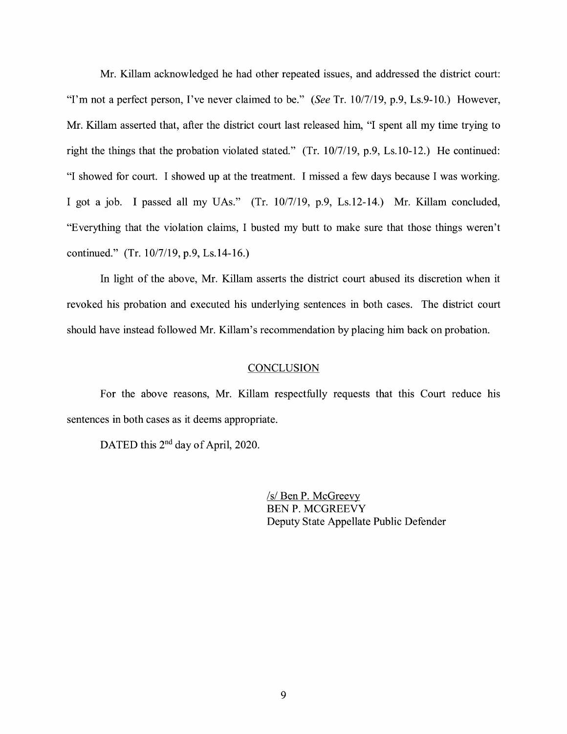Mr. Killam acknowledged he had other repeated issues, and addressed the district court: "I'm not a perfect person, I've never claimed to be." (*See* Tr. 10/7/19, p.9, Ls.9-10.) However, Mr. Killam asserted that, after the district court last released him, "I spent all my time trying to right the things that the probation violated stated." (Tr. 10/7/19, p.9, Ls.10-12.) He continued: "I showed for court. I showed up at the treatment. I missed a few days because I was working. I got a job. I passed all my UAs." (Tr. 10/7/19, p.9, Ls.12-14.) Mr. Killam concluded, "Everything that the violation claims, I busted my butt to make sure that those things weren't continued." (Tr. 10/7/19, p.9, Ls.14-16.)

In light of the above, Mr. Killam asserts the district court abused its discretion when it revoked his probation and executed his underlying sentences in both cases. The district court should have instead followed Mr. Killam's recommendation by placing him back on probation.

## CONCLUSION

For the above reasons, Mr. Killam respectfully requests that this Court reduce his sentences in both cases as it deems appropriate.

DATED this 2nd day of April, 2020.

/s/ Ben P. McGreevy  
BEN P. MCGREEVY  
Deputy State Appellate Public Defender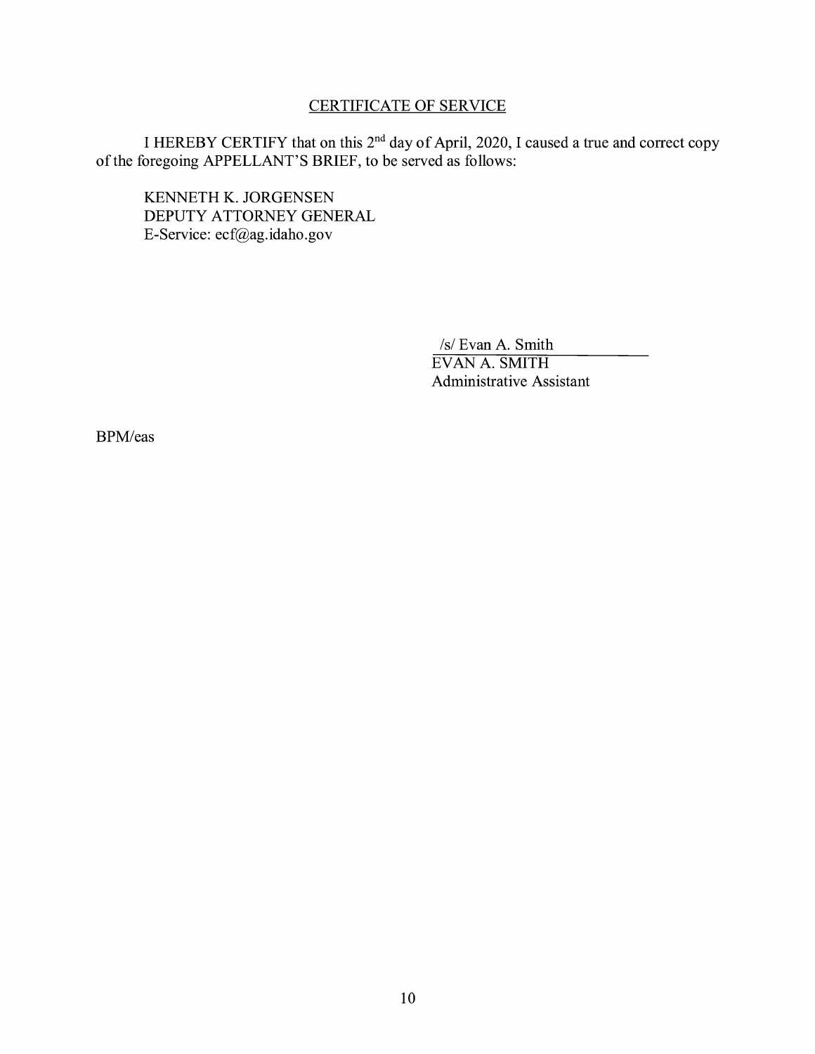## CERTIFICATE OF SERVICE

I HEREBY CERTIFY that on this 2nd day of April, 2020, I caused a true and correct copy of the foregoing APPELLANT'S BRIEF, to be served as follows:

KENNETH K. JORGENSEN
DEPUTY ATTORNEY GENERAL
E-Service: ecf@ag.idaho.gov

/s/ Evan A. Smith
EVAN A. SMITH
Administrative Assistant

BPM/eas